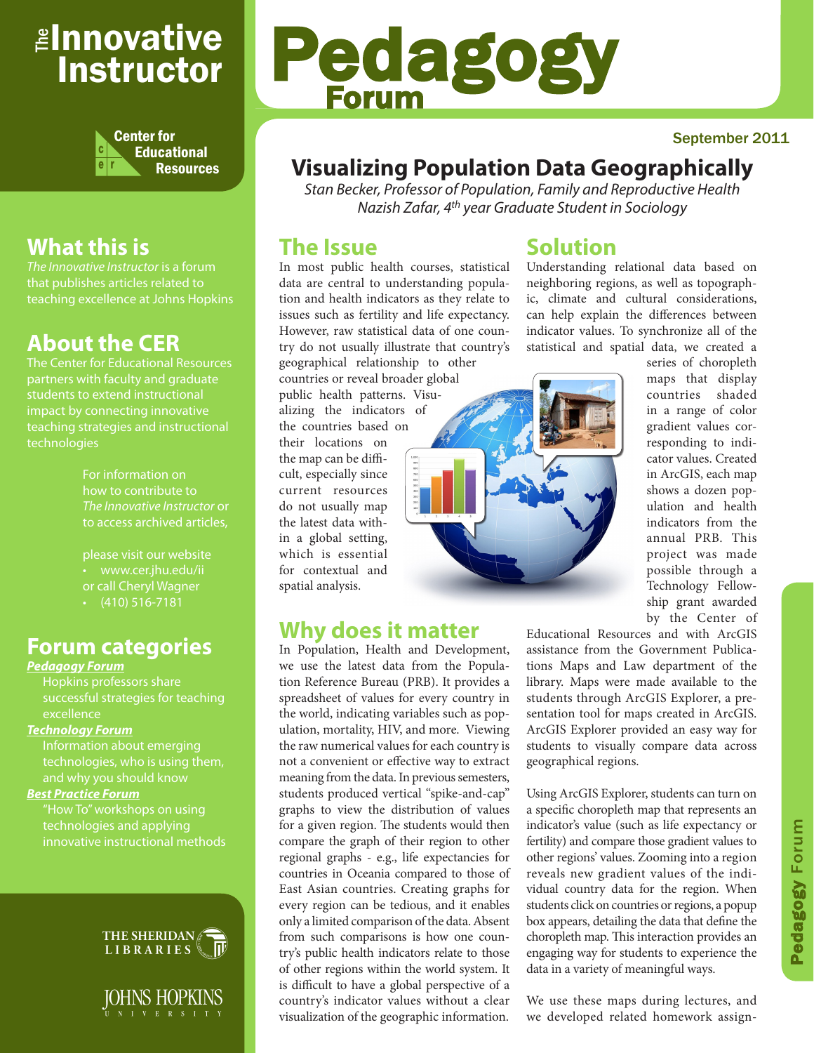# The Innovative Instructor

Center for Educational Resources

## What this is

*The Innovative Instructor* is a forum that publishes articles related to teaching excellence at Johns Hopkins

## About the CER

The Center for Educational Resources partners with faculty and graduate students to extend instructional impact by connecting innovative teaching strategies and instructional technologies

For information on how to contribute to *The Innovative Instructor* or to access archived articles,

please visit our website

- www.cer.jhu.edu/ii

or call Cheryl Wagner

- (410) 516-7181

## Forum categories

***Pedagogy Forum***

Hopkins professors share successful strategies for teaching excellence

***Technology Forum***

Information about emerging technologies, who is using them, and why you should know

***Best Practice Forum***

"How To" workshops on using technologies and applying innovative instructional methods

THE SHERIDAN LIBRARIES

JOHNS HOPKINS UNIVERSITY

# Pedagogy Forum

September 2011

# Visualizing Population Data Geographically

*Stan Becker, Professor of Population, Family and Reproductive Health*
*Nazish Zafar, 4th year Graduate Student in Sociology*

## The Issue

In most public health courses, statistical data are central to understanding population and health indicators as they relate to issues such as fertility and life expectancy. However, raw statistical data of one country do not usually illustrate that country's geographical relationship to other countries or reveal broader global public health patterns. Visualizing the indicators of the countries based on their locations on the map can be difficult, especially since current resources do not usually map the latest data within a global setting, which is essential for contextual and spatial analysis.

## Why does it matter

In Population, Health and Development, we use the latest data from the Population Reference Bureau (PRB). It provides a spreadsheet of values for every country in the world, indicating variables such as population, mortality, HIV, and more. Viewing the raw numerical values for each country is not a convenient or effective way to extract meaning from the data. In previous semesters, students produced vertical "spike-and-cap" graphs to view the distribution of values for a given region. The students would then compare the graph of their region to other regional graphs - e.g., life expectancies for countries in Oceania compared to those of East Asian countries. Creating graphs for every region can be tedious, and it enables only a limited comparison of the data. Absent from such comparisons is how one country's public health indicators relate to those of other regions within the world system. It is difficult to have a global perspective of a country's indicator values without a clear visualization of the geographic information.

## Solution

Understanding relational data based on neighboring regions, as well as topographic, climate and cultural considerations, can help explain the differences between indicator values. To synchronize all of the statistical and spatial data, we created a series of choropleth maps that display countries shaded in a range of color gradient values corresponding to indicator values. Created in ArcGIS, each map shows a dozen population and health indicators from the annual PRB. This project was made possible through a Technology Fellowship grant awarded by the Center of Educational Resources and with ArcGIS assistance from the Government Publications Maps and Law department of the library. Maps were made available to the students through ArcGIS Explorer, a presentation tool for maps created in ArcGIS. ArcGIS Explorer provided an easy way for students to visually compare data across geographical regions.

Using ArcGIS Explorer, students can turn on a specific choropleth map that represents an indicator's value (such as life expectancy or fertility) and compare those gradient values to other regions' values. Zooming into a region reveals new gradient values of the individual country data for the region. When students click on countries or regions, a popup box appears, detailing the data that define the choropleth map. This interaction provides an engaging way for students to experience the data in a variety of meaningful ways.

We use these maps during lectures, and we developed related homework assign-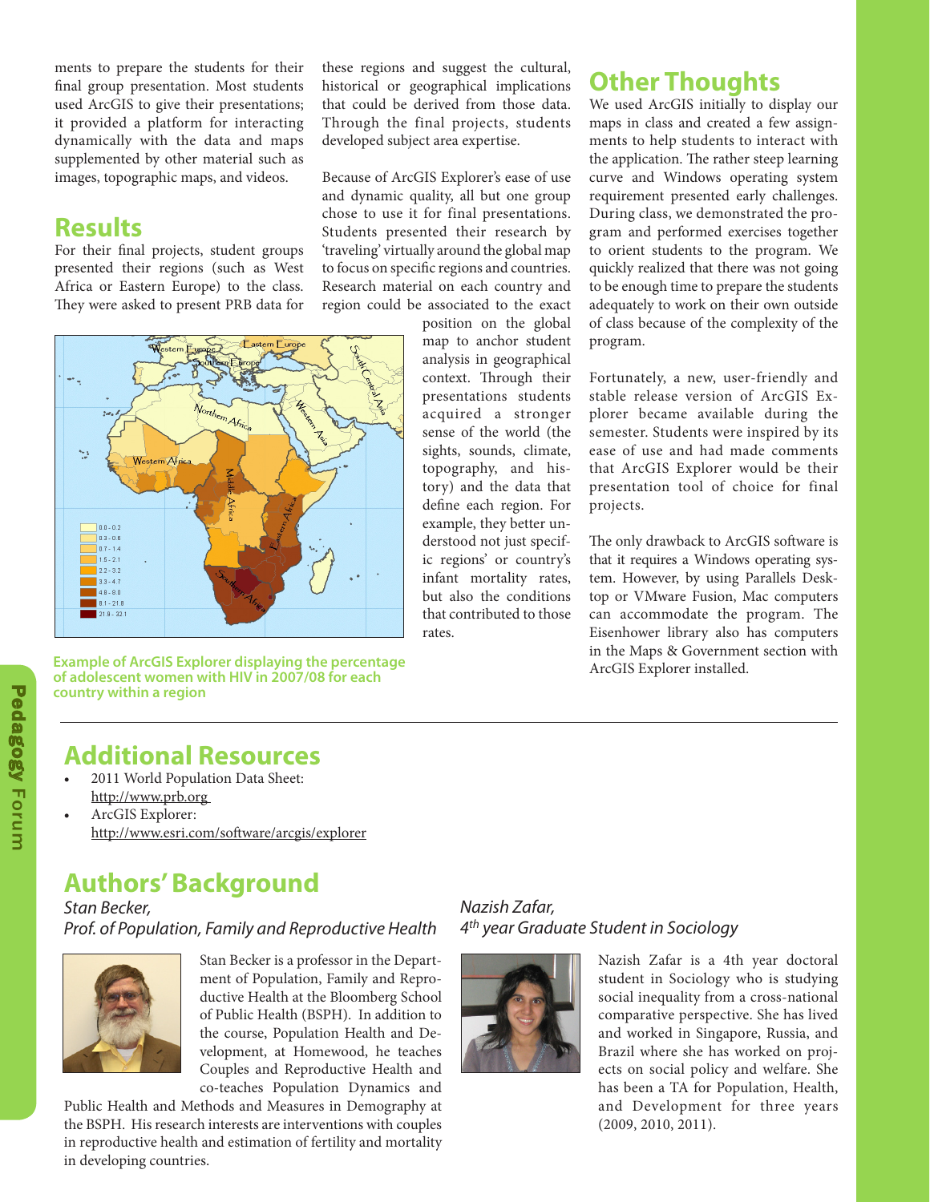ments to prepare the students for their final group presentation. Most students used ArcGIS to give their presentations; it provided a platform for interacting dynamically with the data and maps supplemented by other material such as images, topographic maps, and videos.

## Results

For their final projects, student groups presented their regions (such as West Africa or Eastern Europe) to the class. They were asked to present PRB data for these regions and suggest the cultural, historical or geographical implications that could be derived from those data. Through the final projects, students developed subject area expertise.

Because of ArcGIS Explorer's ease of use and dynamic quality, all but one group chose to use it for final presentations. Students presented their research by 'traveling' virtually around the global map to focus on specific regions and countries. Research material on each country and region could be associated to the exact position on the global map to anchor student analysis in geographical context. Through their presentations students acquired a stronger sense of the world (the sights, sounds, climate, topography, and history) and the data that define each region. For example, they better understood not just specific regions' or country's infant mortality rates, but also the conditions that contributed to those rates.

Western Europe
Eastern Europe
Southern Europe
South Central Asia
Northern Africa
Western Asia
Western Africa
Middle Africa
Eastern Africa
Southern Africa
0.0 - 0.2
0.3 - 0.6
0.7 - 1.4
1.5 - 2.1
2.2 - 3.2
3.3 - 4.7
4.8 - 8.0
8.1 - 21.8
21.9 - 32.1

Example of ArcGIS Explorer displaying the percentage of adolescent women with HIV in 2007/08 for each country within a region

## Other Thoughts

We used ArcGIS initially to display our maps in class and created a few assignments to help students to interact with the application. The rather steep learning curve and Windows operating system requirement presented early challenges. During class, we demonstrated the program and performed exercises together to orient students to the program. We quickly realized that there was not going to be enough time to prepare the students adequately to work on their own outside of class because of the complexity of the program.

Fortunately, a new, user-friendly and stable release version of ArcGIS Explorer became available during the semester. Students were inspired by its ease of use and had made comments that ArcGIS Explorer would be their presentation tool of choice for final projects.

The only drawback to ArcGIS software is that it requires a Windows operating system. However, by using Parallels Desktop or VMware Fusion, Mac computers can accommodate the program. The Eisenhower library also has computers in the Maps & Government section with ArcGIS Explorer installed.

## Additional Resources

- 2011 World Population Data Sheet: http://www.prb.org
- ArcGIS Explorer: http://www.esri.com/software/arcgis/explorer

## Authors' Background

*Stan Becker,*
*Prof. of Population, Family and Reproductive Health*

Stan Becker is a professor in the Department of Population, Family and Reproductive Health at the Bloomberg School of Public Health (BSPH). In addition to the course, Population Health and Development, at Homewood, he teaches Couples and Reproductive Health and co-teaches Population Dynamics and Public Health and Methods and Measures in Demography at the BSPH. His research interests are interventions with couples in reproductive health and estimation of fertility and mortality in developing countries.

*Nazish Zafar,*
*4th year Graduate Student in Sociology*

Nazish Zafar is a 4th year doctoral student in Sociology who is studying social inequality from a cross-national comparative perspective. She has lived and worked in Singapore, Russia, and Brazil where she has worked on projects on social policy and welfare. She has been a TA for Population, Health, and Development for three years (2009, 2010, 2011).